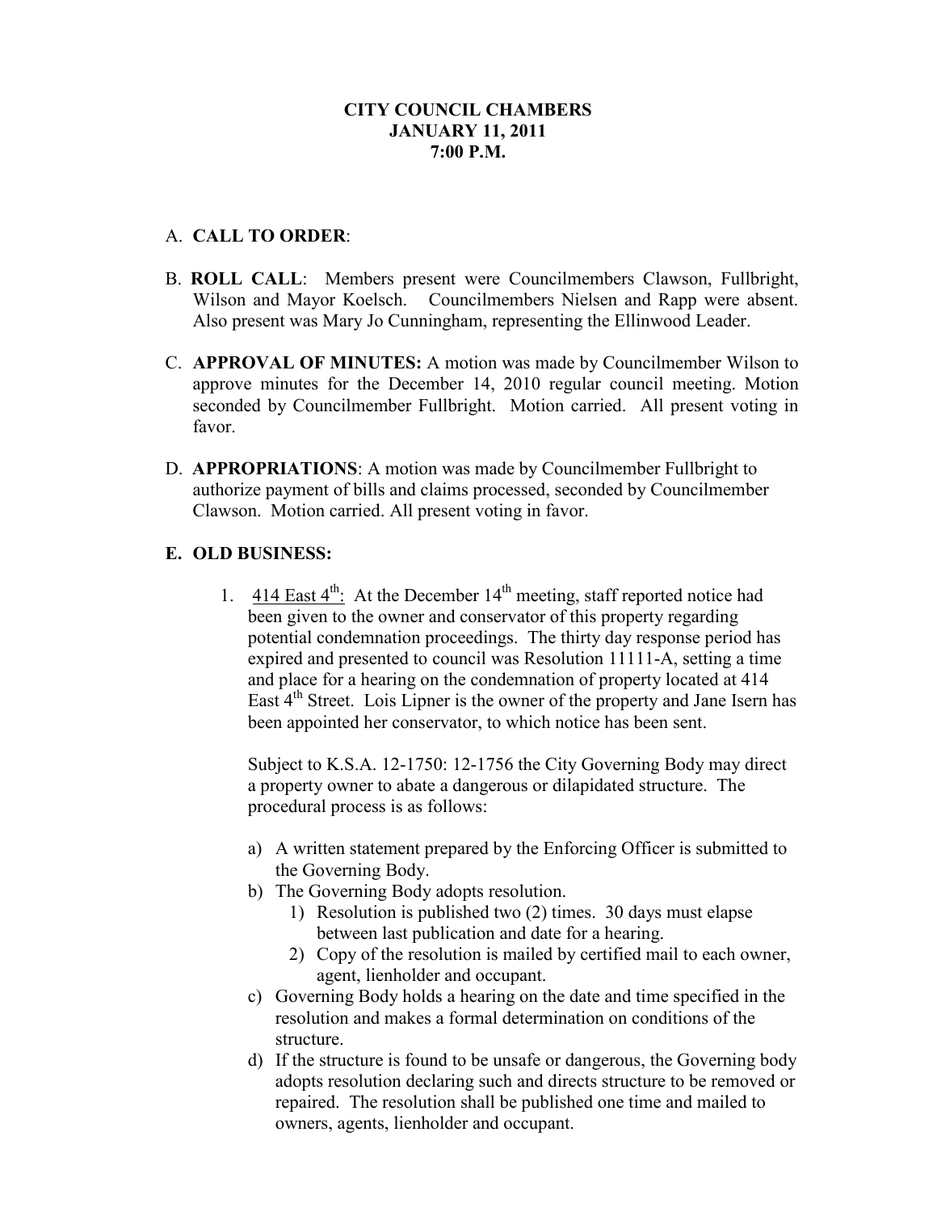# CITY COUNCIL CHAMBERS
# JANUARY 11, 2011
# 7:00 P.M.

A. **CALL TO ORDER**:

B. **ROLL CALL**: Members present were Councilmembers Clawson, Fullbright, Wilson and Mayor Koelsch. Councilmembers Nielsen and Rapp were absent. Also present was Mary Jo Cunningham, representing the Ellinwood Leader.

C. **APPROVAL OF MINUTES:** A motion was made by Councilmember Wilson to approve minutes for the December 14, 2010 regular council meeting. Motion seconded by Councilmember Fullbright. Motion carried. All present voting in favor.

D. **APPROPRIATIONS**: A motion was made by Councilmember Fullbright to authorize payment of bills and claims processed, seconded by Councilmember Clawson. Motion carried. All present voting in favor.

**E. OLD BUSINESS:**

1. <u>414 East 4th</u>: At the December 14th meeting, staff reported notice had been given to the owner and conservator of this property regarding potential condemnation proceedings. The thirty day response period has expired and presented to council was Resolution 11111-A, setting a time and place for a hearing on the condemnation of property located at 414 East 4th Street. Lois Lipner is the owner of the property and Jane Isern has been appointed her conservator, to which notice has been sent.

   Subject to K.S.A. 12-1750: 12-1756 the City Governing Body may direct a property owner to abate a dangerous or dilapidated structure. The procedural process is as follows:

   a) A written statement prepared by the Enforcing Officer is submitted to the Governing Body.
   b) The Governing Body adopts resolution.
      1) Resolution is published two (2) times. 30 days must elapse between last publication and date for a hearing.
      2) Copy of the resolution is mailed by certified mail to each owner, agent, lienholder and occupant.
   c) Governing Body holds a hearing on the date and time specified in the resolution and makes a formal determination on conditions of the structure.
   d) If the structure is found to be unsafe or dangerous, the Governing body adopts resolution declaring such and directs structure to be removed or repaired. The resolution shall be published one time and mailed to owners, agents, lienholder and occupant.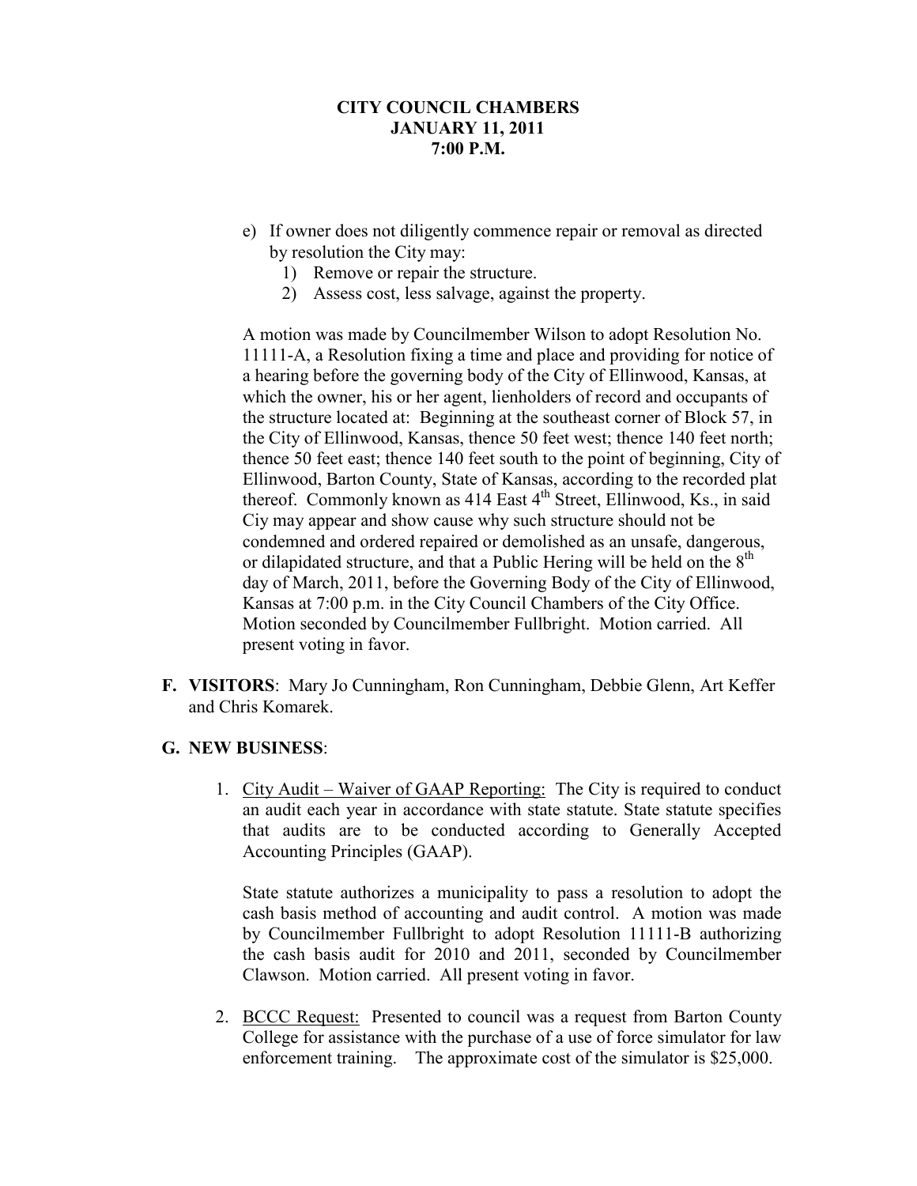**CITY COUNCIL CHAMBERS**
**JANUARY 11, 2011**
**7:00 P.M.**

e) If owner does not diligently commence repair or removal as directed by resolution the City may:
   1) Remove or repair the structure.
   2) Assess cost, less salvage, against the property.

A motion was made by Councilmember Wilson to adopt Resolution No. 11111-A, a Resolution fixing a time and place and providing for notice of a hearing before the governing body of the City of Ellinwood, Kansas, at which the owner, his or her agent, lienholders of record and occupants of the structure located at: Beginning at the southeast corner of Block 57, in the City of Ellinwood, Kansas, thence 50 feet west; thence 140 feet north; thence 50 feet east; thence 140 feet south to the point of beginning, City of Ellinwood, Barton County, State of Kansas, according to the recorded plat thereof. Commonly known as 414 East 4th Street, Ellinwood, Ks., in said Ciy may appear and show cause why such structure should not be condemned and ordered repaired or demolished as an unsafe, dangerous, or dilapidated structure, and that a Public Hering will be held on the 8th day of March, 2011, before the Governing Body of the City of Ellinwood, Kansas at 7:00 p.m. in the City Council Chambers of the City Office. Motion seconded by Councilmember Fullbright. Motion carried. All present voting in favor.

**F. VISITORS**: Mary Jo Cunningham, Ron Cunningham, Debbie Glenn, Art Keffer and Chris Komarek.

**G. NEW BUSINESS**:

1. City Audit – Waiver of GAAP Reporting: The City is required to conduct an audit each year in accordance with state statute. State statute specifies that audits are to be conducted according to Generally Accepted Accounting Principles (GAAP).

   State statute authorizes a municipality to pass a resolution to adopt the cash basis method of accounting and audit control. A motion was made by Councilmember Fullbright to adopt Resolution 11111-B authorizing the cash basis audit for 2010 and 2011, seconded by Councilmember Clawson. Motion carried. All present voting in favor.

2. BCCC Request: Presented to council was a request from Barton County College for assistance with the purchase of a use of force simulator for law enforcement training. The approximate cost of the simulator is $25,000.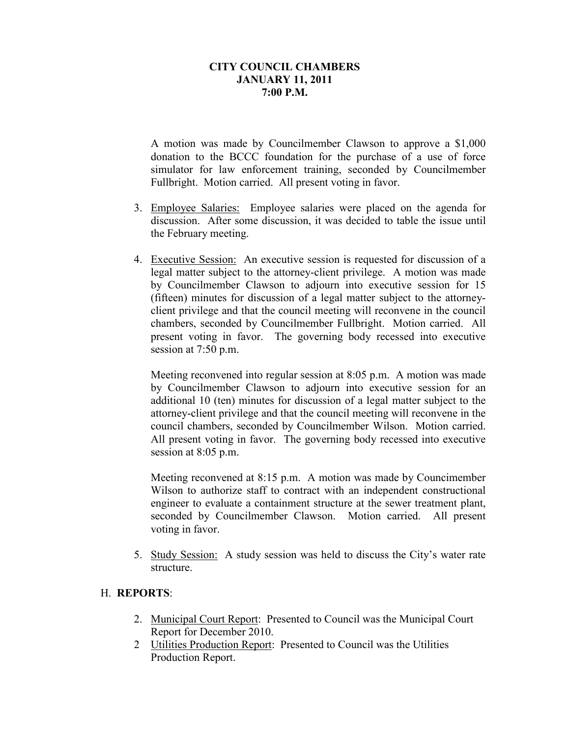**CITY COUNCIL CHAMBERS**
**JANUARY 11, 2011**
**7:00 P.M.**

A motion was made by Councilmember Clawson to approve a $1,000 donation to the BCCC foundation for the purchase of a use of force simulator for law enforcement training, seconded by Councilmember Fullbright. Motion carried. All present voting in favor.

3. Employee Salaries: Employee salaries were placed on the agenda for discussion. After some discussion, it was decided to table the issue until the February meeting.

4. Executive Session: An executive session is requested for discussion of a legal matter subject to the attorney-client privilege. A motion was made by Councilmember Clawson to adjourn into executive session for 15 (fifteen) minutes for discussion of a legal matter subject to the attorney-client privilege and that the council meeting will reconvene in the council chambers, seconded by Councilmember Fullbright. Motion carried. All present voting in favor. The governing body recessed into executive session at 7:50 p.m.

   Meeting reconvened into regular session at 8:05 p.m. A motion was made by Councilmember Clawson to adjourn into executive session for an additional 10 (ten) minutes for discussion of a legal matter subject to the attorney-client privilege and that the council meeting will reconvene in the council chambers, seconded by Councilmember Wilson. Motion carried. All present voting in favor. The governing body recessed into executive session at 8:05 p.m.

   Meeting reconvened at 8:15 p.m. A motion was made by Councimember Wilson to authorize staff to contract with an independent constructional engineer to evaluate a containment structure at the sewer treatment plant, seconded by Councilmember Clawson. Motion carried. All present voting in favor.

5. Study Session: A study session was held to discuss the City's water rate structure.

H. **REPORTS**:

2. Municipal Court Report: Presented to Council was the Municipal Court Report for December 2010.
2 Utilities Production Report: Presented to Council was the Utilities Production Report.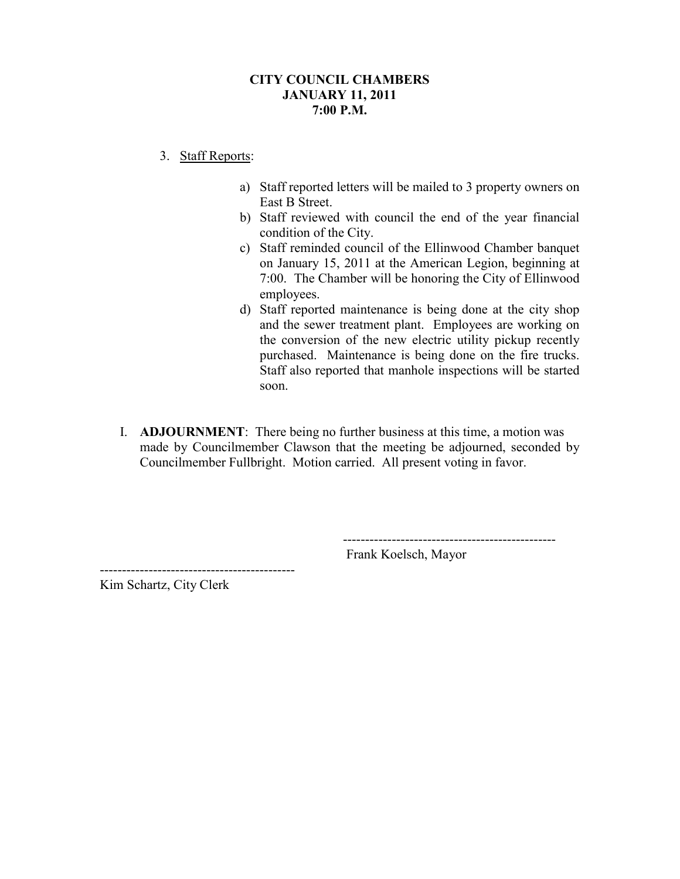**CITY COUNCIL CHAMBERS**
**JANUARY 11, 2011**
**7:00 P.M.**

3. Staff Reports:

   a) Staff reported letters will be mailed to 3 property owners on East B Street.
   b) Staff reviewed with council the end of the year financial condition of the City.
   c) Staff reminded council of the Ellinwood Chamber banquet on January 15, 2011 at the American Legion, beginning at 7:00. The Chamber will be honoring the City of Ellinwood employees.
   d) Staff reported maintenance is being done at the city shop and the sewer treatment plant. Employees are working on the conversion of the new electric utility pickup recently purchased. Maintenance is being done on the fire trucks. Staff also reported that manhole inspections will be started soon.

I. **ADJOURNMENT**: There being no further business at this time, a motion was made by Councilmember Clawson that the meeting be adjourned, seconded by Councilmember Fullbright. Motion carried. All present voting in favor.

-----------------------------------------------
Frank Koelsch, Mayor

-------------------------------------------
Kim Schartz, City Clerk